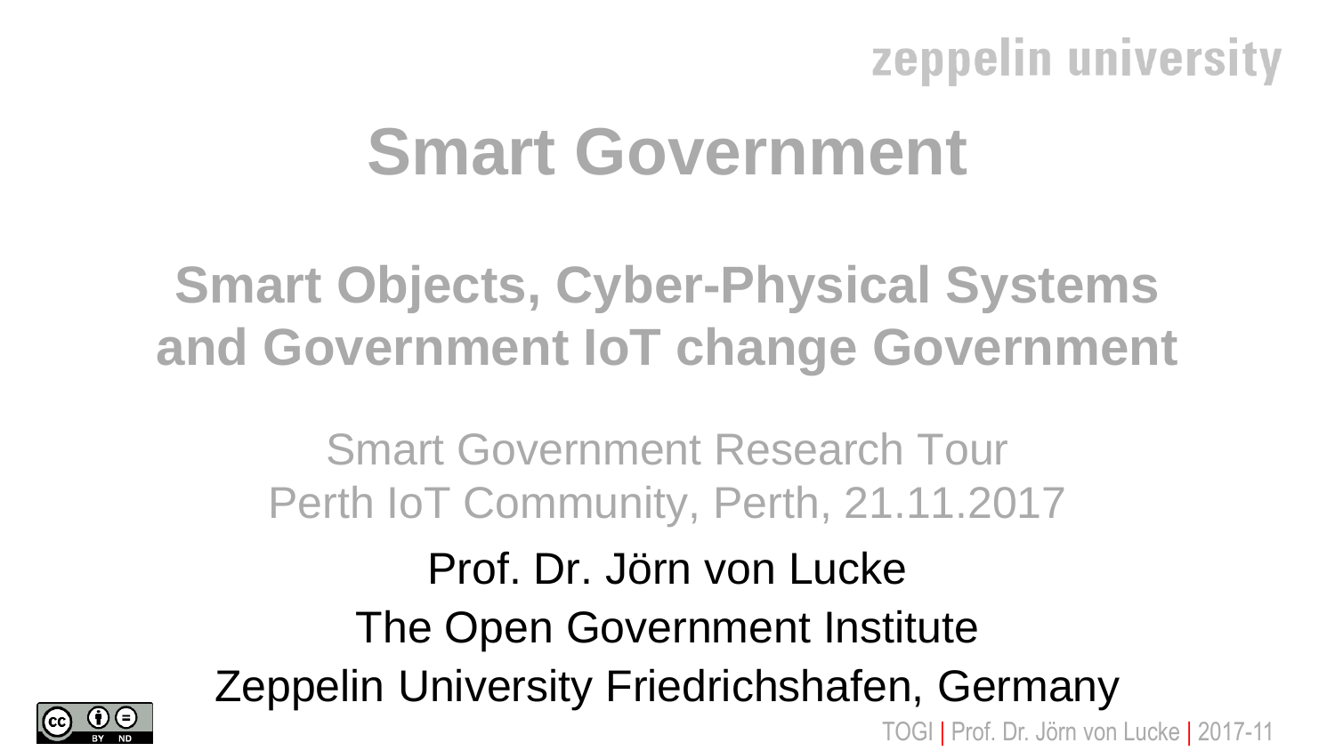zeppelin university

# Smart Government

## Smart Objects, Cyber-Physical Systems and Government IoT change Government

Smart Government Research Tour
Perth IoT Community, Perth, 21.11.2017

Prof. Dr. Jörn von Lucke
The Open Government Institute
Zeppelin University Friedrichshafen, Germany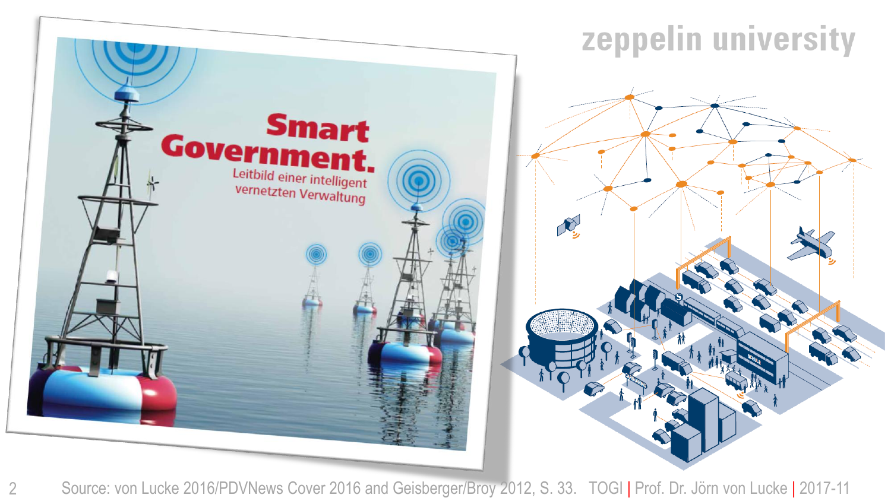Smart Government.

Leitbild einer intelligent vernetzten Verwaltung

Source: von Lucke 2016/PDVNews Cover 2016 and Geisberger/Broy 2012, S. 33.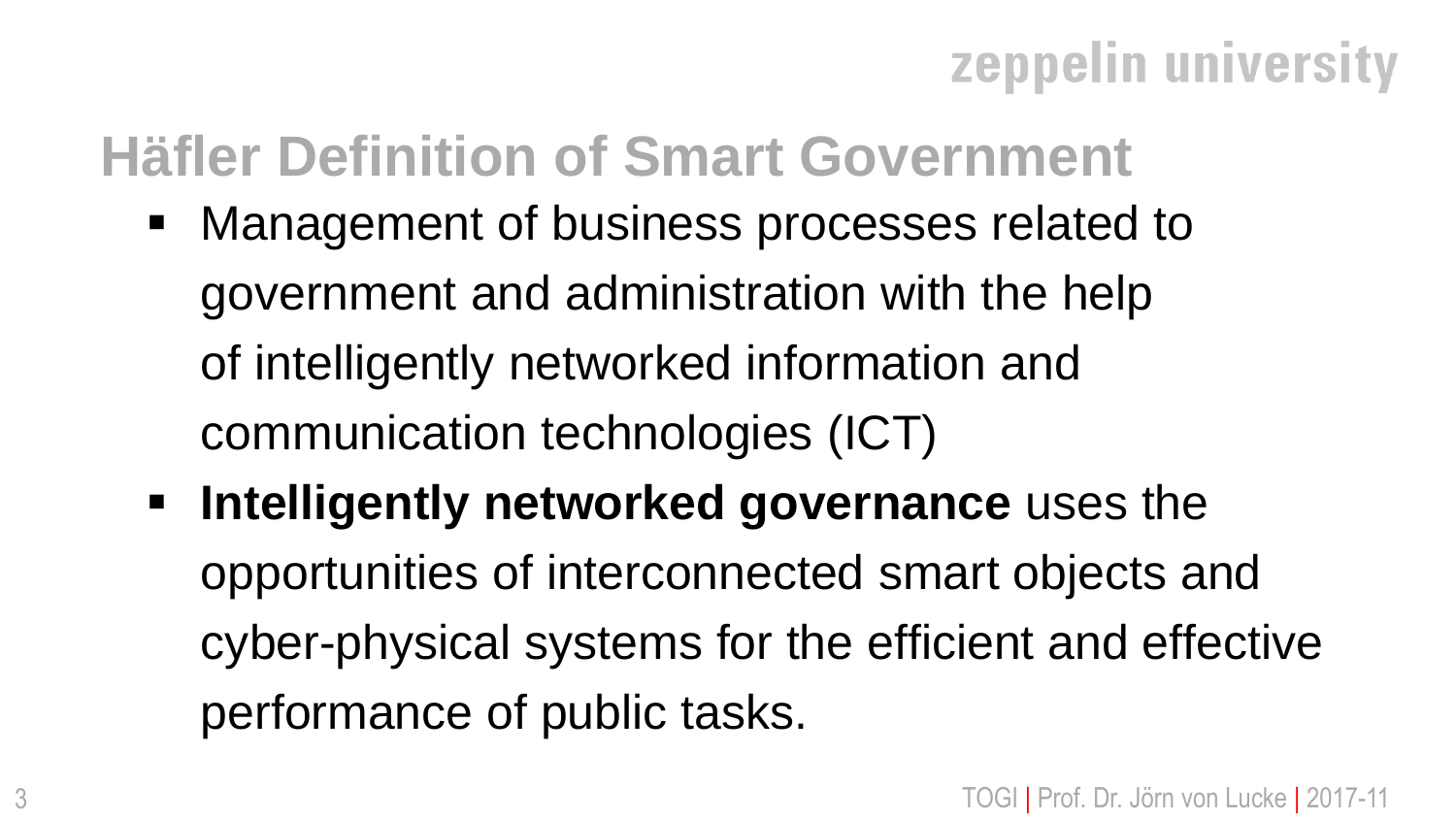## Häfler Definition of Smart Government

- Management of business processes related to government and administration with the help of intelligently networked information and communication technologies (ICT)
- **Intelligently networked governance** uses the opportunities of interconnected smart objects and cyber-physical systems for the efficient and effective performance of public tasks.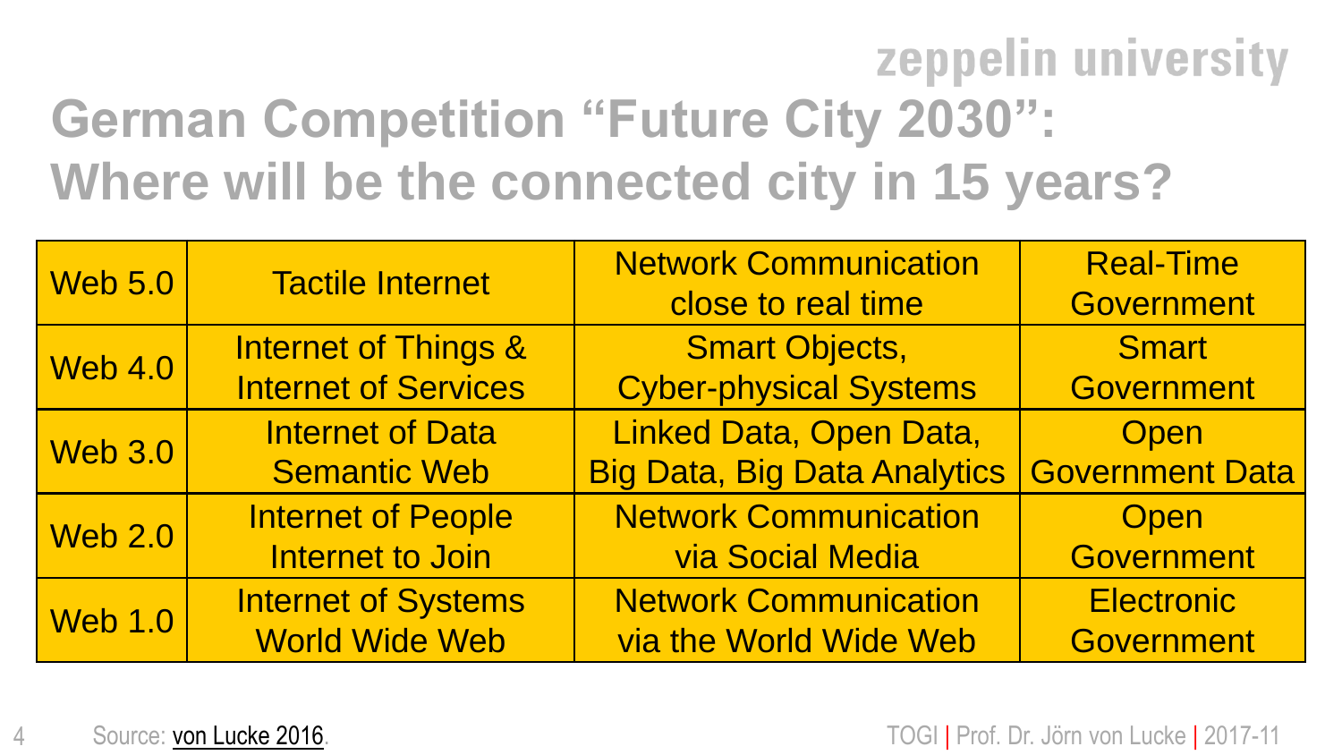# German Competition “Future City 2030”: Where will be the connected city in 15 years?

| Web 5.0 | Tactile Internet | Network Communication close to real time | Real-Time Government |
|---|---|---|---|
| Web 4.0 | Internet of Things & Internet of Services | Smart Objects, Cyber-physical Systems | Smart Government |
| Web 3.0 | Internet of Data Semantic Web | Linked Data, Open Data, Big Data, Big Data Analytics | Open Government Data |
| Web 2.0 | Internet of People Internet to Join | Network Communication via Social Media | Open Government |
| Web 1.0 | Internet of Systems World Wide Web | Network Communication via the World Wide Web | Electronic Government |

Source: von Lucke 2016.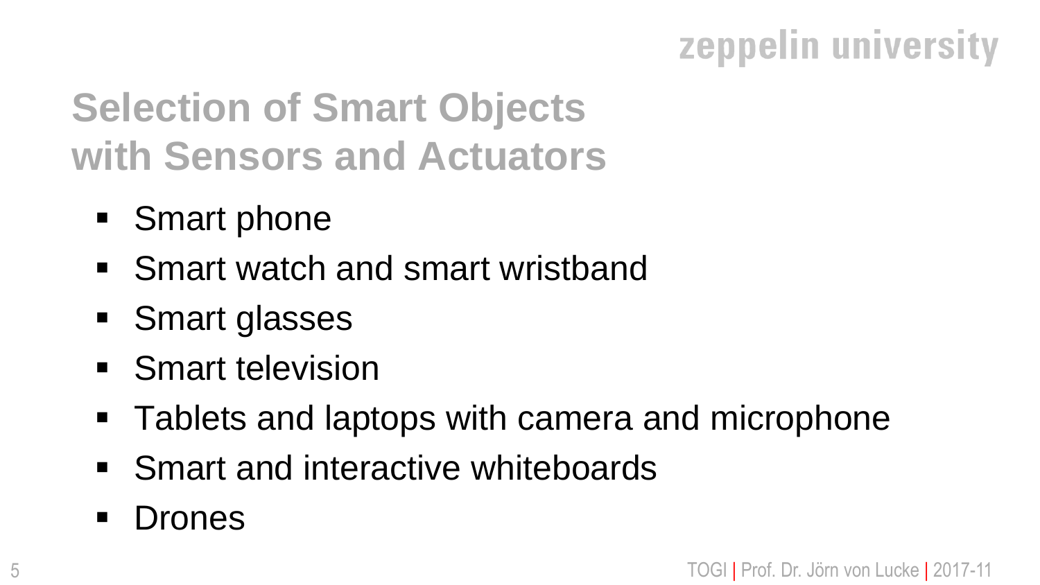## Selection of Smart Objects with Sensors and Actuators

- Smart phone
- Smart watch and smart wristband
- Smart glasses
- Smart television
- Tablets and laptops with camera and microphone
- Smart and interactive whiteboards
- Drones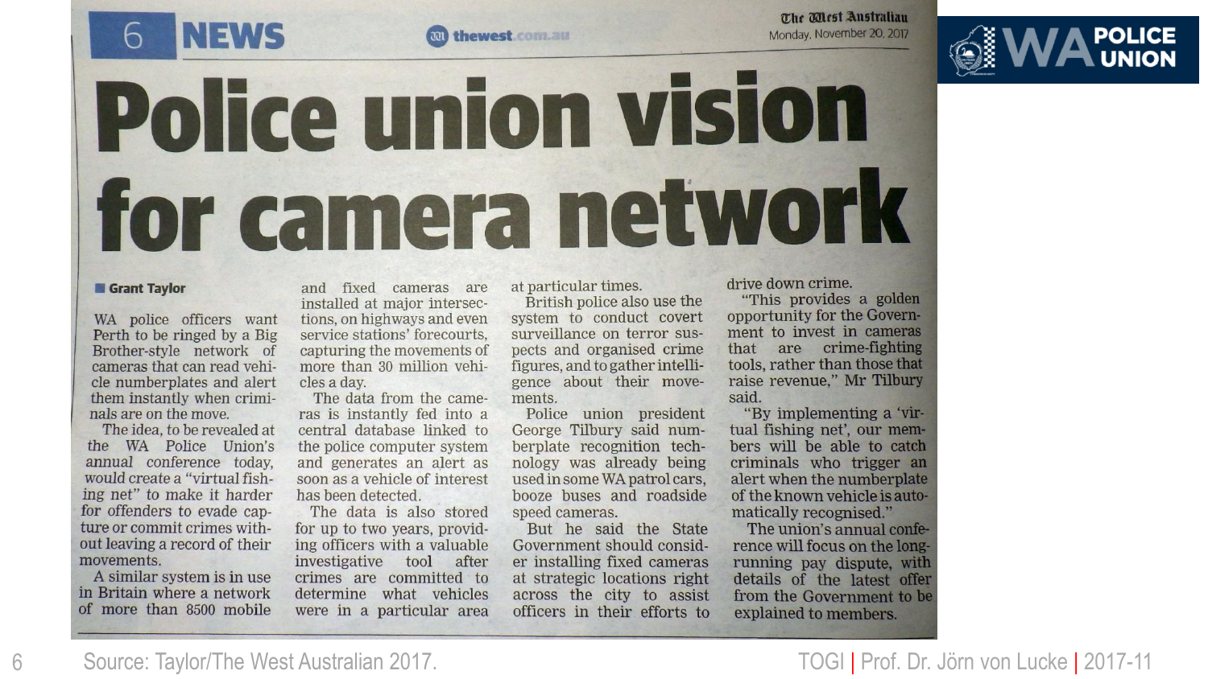# Police union vision for camera network

**Grant Taylor**

WA police officers want Perth to be ringed by a Big Brother-style network of cameras that can read vehicle numberplates and alert them instantly when criminals are on the move.

The idea, to be revealed at the WA Police Union's annual conference today, would create a "virtual fishing net" to make it harder for offenders to evade capture or commit crimes without leaving a record of their movements.

A similar system is in use in Britain where a network of more than 8500 mobile and fixed cameras are installed at major intersections, on highways and even service stations' forecourts, capturing the movements of more than 30 million vehicles a day.

The data from the cameras is instantly fed into a central database linked to the police computer system and generates an alert as soon as a vehicle of interest has been detected.

The data is also stored for up to two years, providing officers with a valuable investigative tool after crimes are committed to determine what vehicles were in a particular area at particular times.

British police also use the system to conduct covert surveillance on terror suspects and organised crime figures, and to gather intelligence about their movements.

Police union president George Tilbury said numberplate recognition technology was already being used in some WA patrol cars, booze buses and roadside speed cameras.

But he said the State Government should consider installing fixed cameras at strategic locations right across the city to assist officers in their efforts to drive down crime.

"This provides a golden opportunity for the Government to invest in cameras that are crime-fighting tools, rather than those that raise revenue," Mr Tilbury said.

"By implementing a 'virtual fishing net', our members will be able to catch criminals who trigger an alert when the numberplate of the known vehicle is automatically recognised."

The union's annual conference will focus on the long-running pay dispute, with details of the latest offer from the Government to be explained to members.

Source: Taylor/The West Australian 2017.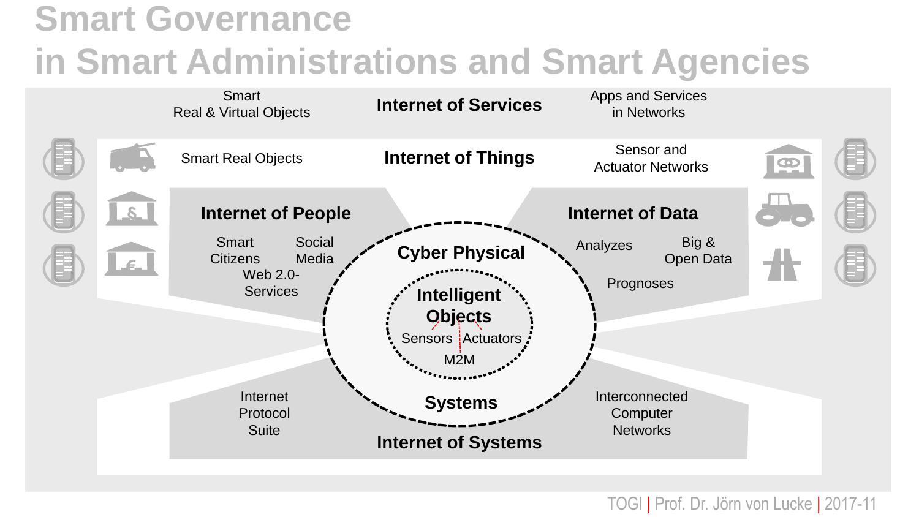# Smart Governance in Smart Administrations and Smart Agencies

**Internet of Services**

Smart Real & Virtual Objects

Apps and Services in Networks

**Internet of Things**

Smart Real Objects

Sensor and Actuator Networks

**Internet of People**

Smart Citizens

Social Media

Web 2.0-Services

**Internet of Data**

Analyzes

Big & Open Data

Prognoses

**Cyber Physical**

**Intelligent Objects**

Sensors

Actuators

M2M

**Systems**

**Internet of Systems**

Internet Protocol Suite

Interconnected Computer Networks

TOGI | Prof. Dr. Jörn von Lucke | 2017-11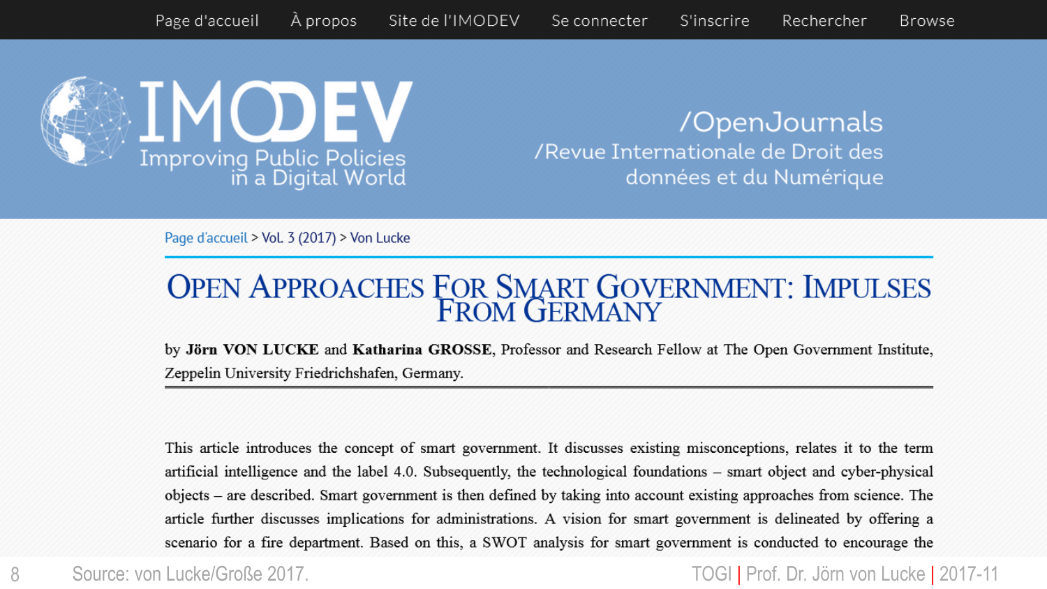Page d'accueil | À propos | Site de l'IMODEV | Se connecter | S'inscrire | Rechercher | Browse

IMODEV – Improving Public Policies in a Digital World

/OpenJournals
/Revue Internationale de Droit des données et du Numérique

Page d'accueil > Vol. 3 (2017) > Von Lucke

# Open Approaches For Smart Government: Impulses From Germany

by **Jörn VON LUCKE** and **Katharina GROSSE**, Professor and Research Fellow at The Open Government Institute, Zeppelin University Friedrichshafen, Germany.

This article introduces the concept of smart government. It discusses existing misconceptions, relates it to the term artificial intelligence and the label 4.0. Subsequently, the technological foundations – smart object and cyber-physical objects – are described. Smart government is then defined by taking into account existing approaches from science. The article further discusses implications for administrations. A vision for smart government is delineated by offering a scenario for a fire department. Based on this, a SWOT analysis for smart government is conducted to encourage the

Source: von Lucke/Große 2017.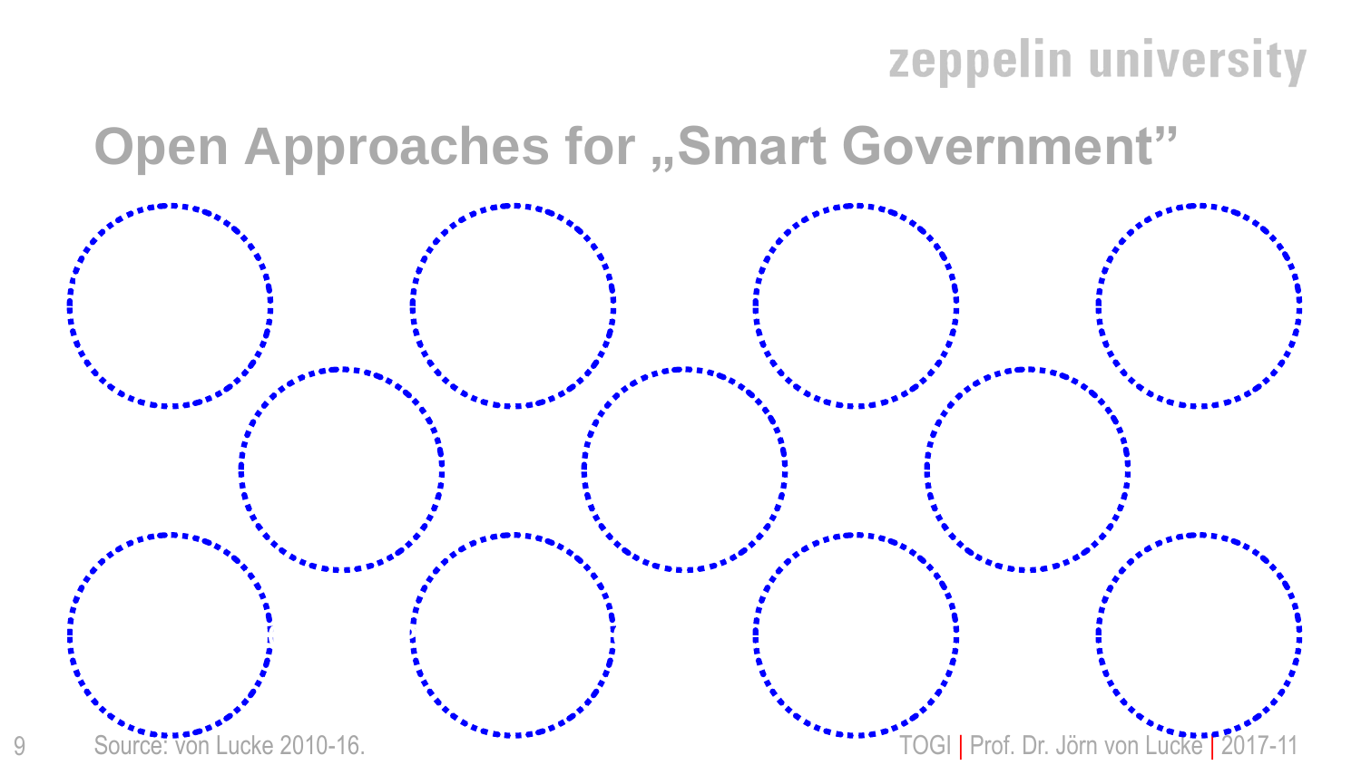# Open Approaches for „Smart Government”

Source: von Lucke 2010-16.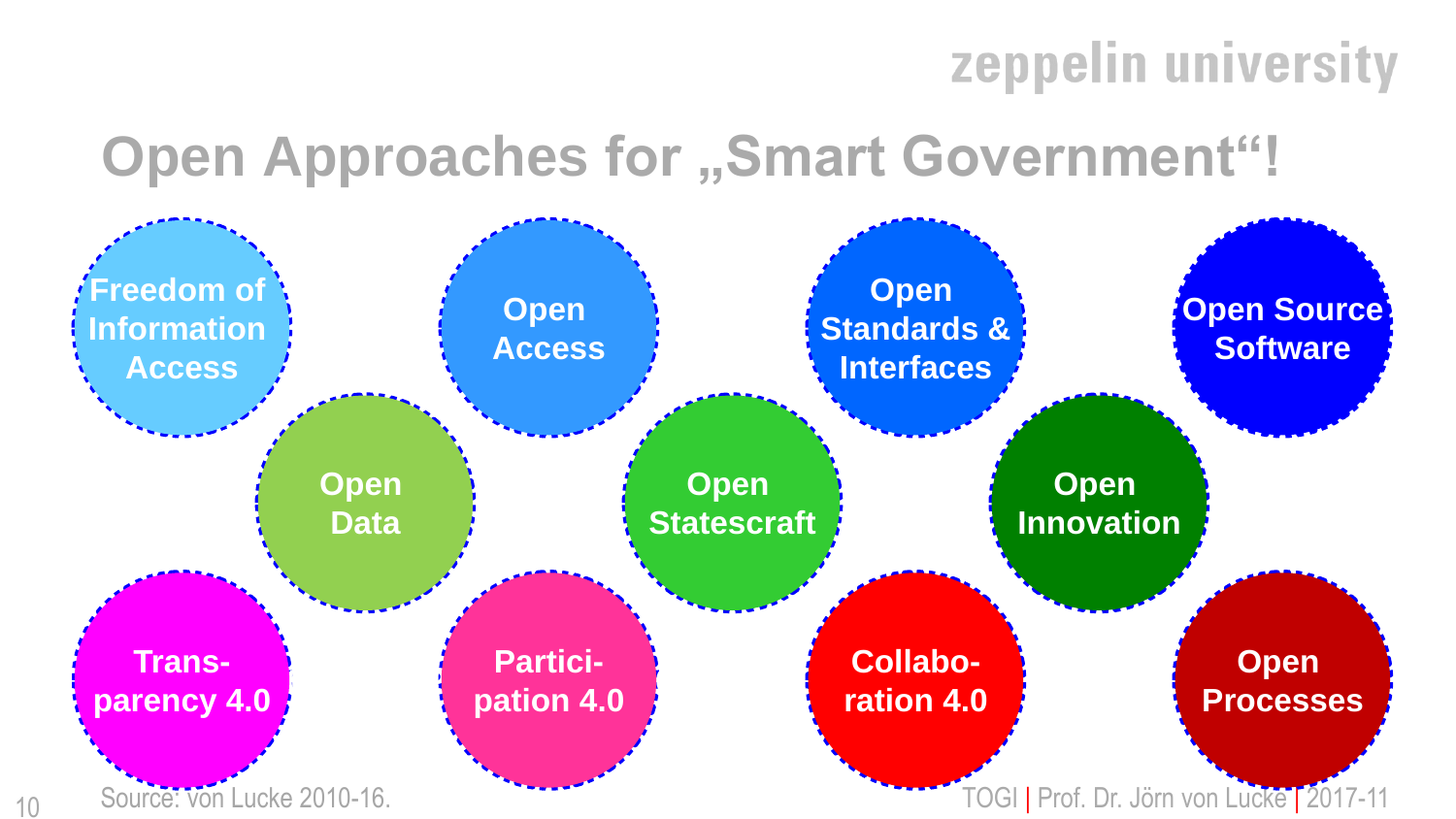# Open Approaches for „Smart Government“!

- Freedom of Information Access
- Open Access
- Open Standards & Interfaces
- Open Source Software
- Open Data
- Open Statescraft
- Open Innovation
- Trans-parency 4.0
- Partici-pation 4.0
- Collabo-ration 4.0
- Open Processes

Source: von Lucke 2010-16.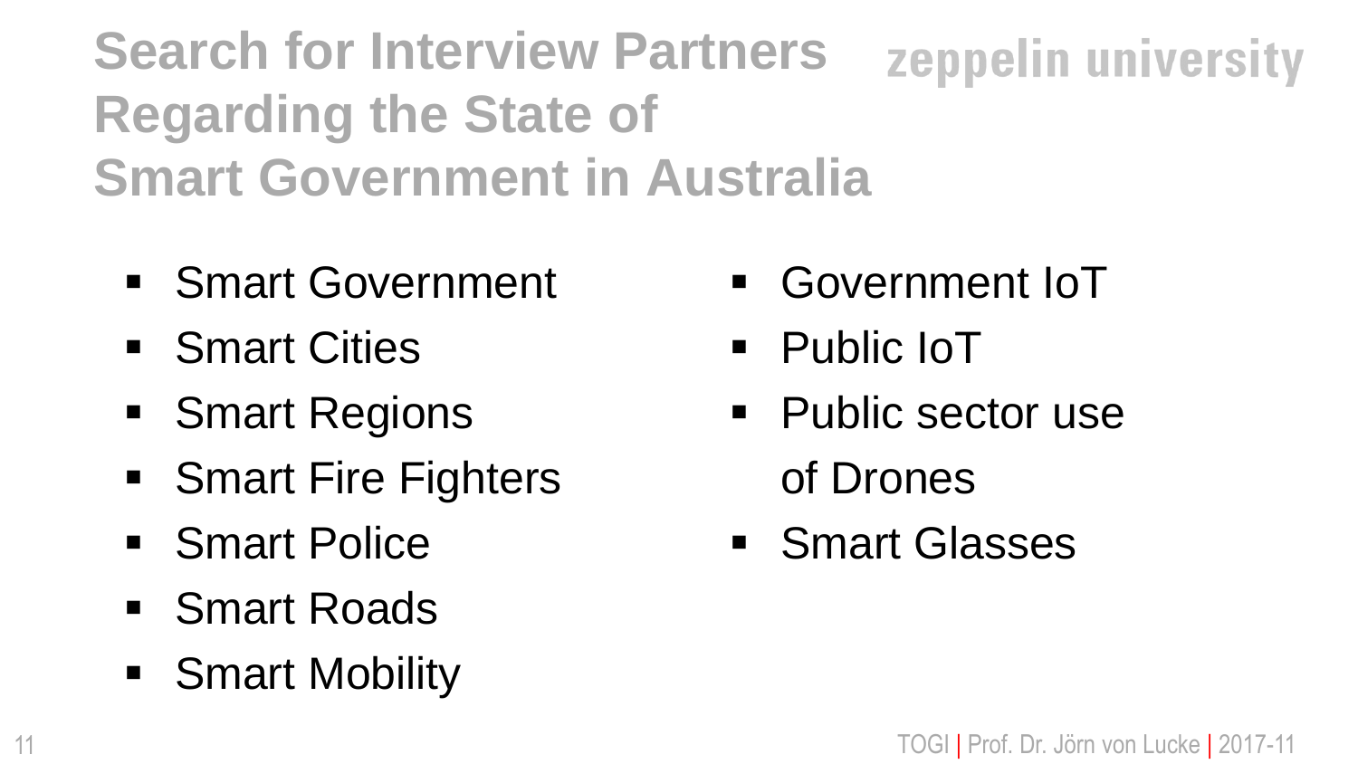# Search for Interview Partners Regarding the State of Smart Government in Australia

- Smart Government
- Smart Cities
- Smart Regions
- Smart Fire Fighters
- Smart Police
- Smart Roads
- Smart Mobility
- Government IoT
- Public IoT
- Public sector use of Drones
- Smart Glasses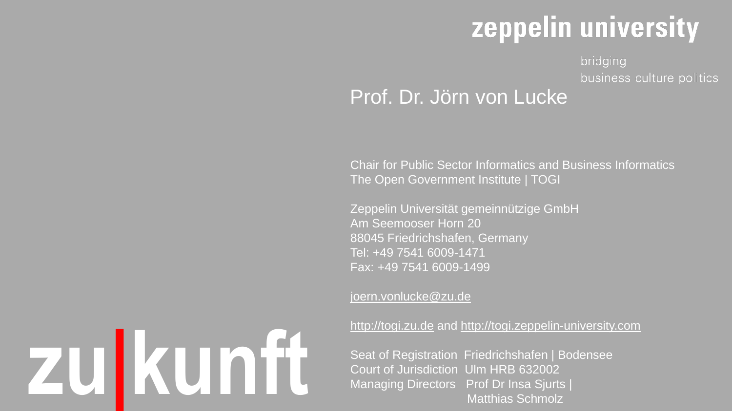zeppelin university

bridging
business culture politics

## Prof. Dr. Jörn von Lucke

Chair for Public Sector Informatics and Business Informatics
The Open Government Institute | TOGI

Zeppelin Universität gemeinnützige GmbH
Am Seemooser Horn 20
88045 Friedrichshafen, Germany
Tel: +49 7541 6009-1471
Fax: +49 7541 6009-1499

joern.vonlucke@zu.de

http://togi.zu.de and http://togi.zeppelin-university.com

zu|kunft

Seat of Registration Friedrichshafen | Bodensee
Court of Jurisdiction Ulm HRB 632002
Managing Directors Prof Dr Insa Sjurts | Matthias Schmolz